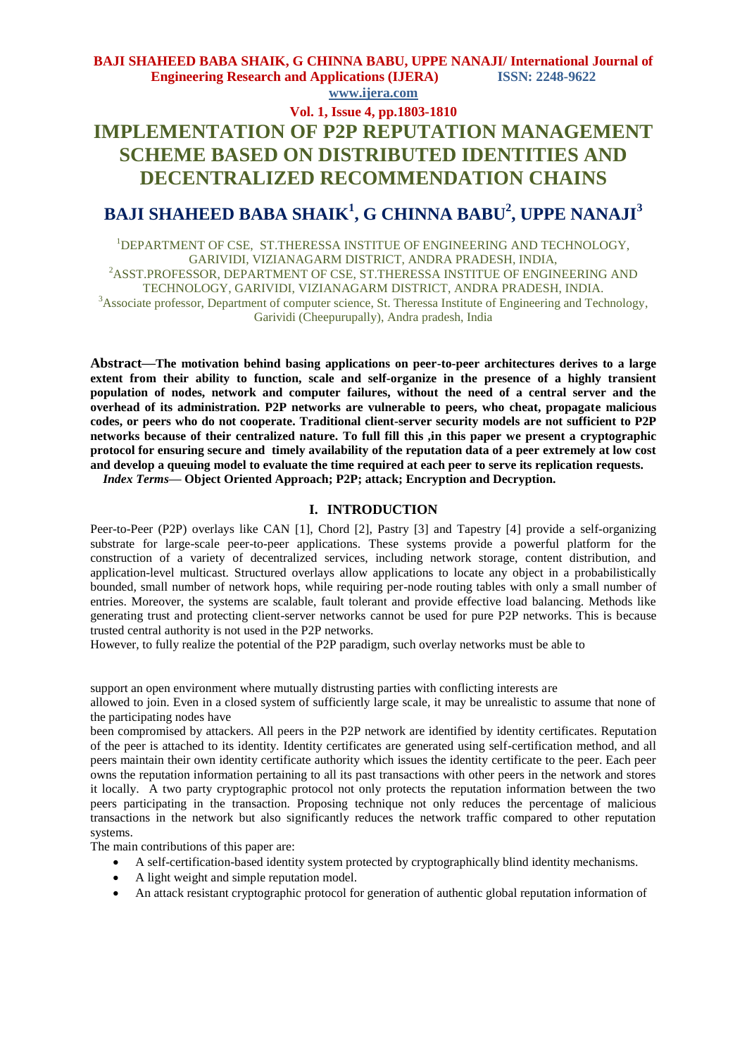# IMPLEMENTATION OF P2P REPUTATION MANAGEMENT SCHEME BASED ON DISTRIBUTED IDENTITIES AND DECENTRALIZED RECOMMENDATION CHAINS

## BAJI SHAHEED BABA SHAIK[1], G CHINNA BABU[2], UPPE NANAJI[3]

[1]DEPARTMENT OF CSE, ST.THERESSA INSTITUE OF ENGINEERING AND TECHNOLOGY, GARIVIDI, VIZIANAGARM DISTRICT, ANDRA PRADESH, INDIA,
[2]ASST.PROFESSOR, DEPARTMENT OF CSE, ST.THERESSA INSTITUE OF ENGINEERING AND TECHNOLOGY, GARIVIDI, VIZIANAGARM DISTRICT, ANDRA PRADESH, INDIA.
[3]Associate professor, Department of computer science, St. Theressa Institute of Engineering and Technology, Garividi (Cheepurupally), Andra pradesh, India

**Abstract—The motivation behind basing applications on peer-to-peer architectures derives to a large extent from their ability to function, scale and self-organize in the presence of a highly transient population of nodes, network and computer failures, without the need of a central server and the overhead of its administration. P2P networks are vulnerable to peers, who cheat, propagate malicious codes, or peers who do not cooperate. Traditional client-server security models are not sufficient to P2P networks because of their centralized nature. To full fill this ,in this paper we present a cryptographic protocol for ensuring secure and timely availability of the reputation data of a peer extremely at low cost and develop a queuing model to evaluate the time required at each peer to serve its replication requests.**

***Index Terms*— Object Oriented Approach; P2P; attack; Encryption and Decryption.**

## I. INTRODUCTION

Peer-to-Peer (P2P) overlays like CAN [1], Chord [2], Pastry [3] and Tapestry [4] provide a self-organizing substrate for large-scale peer-to-peer applications. These systems provide a powerful platform for the construction of a variety of decentralized services, including network storage, content distribution, and application-level multicast. Structured overlays allow applications to locate any object in a probabilistically bounded, small number of network hops, while requiring per-node routing tables with only a small number of entries. Moreover, the systems are scalable, fault tolerant and provide effective load balancing. Methods like generating trust and protecting client-server networks cannot be used for pure P2P networks. This is because trusted central authority is not used in the P2P networks.

However, to fully realize the potential of the P2P paradigm, such overlay networks must be able to support an open environment where mutually distrusting parties with conflicting interests are allowed to join. Even in a closed system of sufficiently large scale, it may be unrealistic to assume that none of the participating nodes have been compromised by attackers. All peers in the P2P network are identified by identity certificates. Reputation of the peer is attached to its identity. Identity certificates are generated using self-certification method, and all peers maintain their own identity certificate authority which issues the identity certificate to the peer. Each peer owns the reputation information pertaining to all its past transactions with other peers in the network and stores it locally. A two party cryptographic protocol not only protects the reputation information between the two peers participating in the transaction. Proposing technique not only reduces the percentage of malicious transactions in the network but also significantly reduces the network traffic compared to other reputation systems.

The main contributions of this paper are:

- A self-certification-based identity system protected by cryptographically blind identity mechanisms.
- A light weight and simple reputation model.
- An attack resistant cryptographic protocol for generation of authentic global reputation information of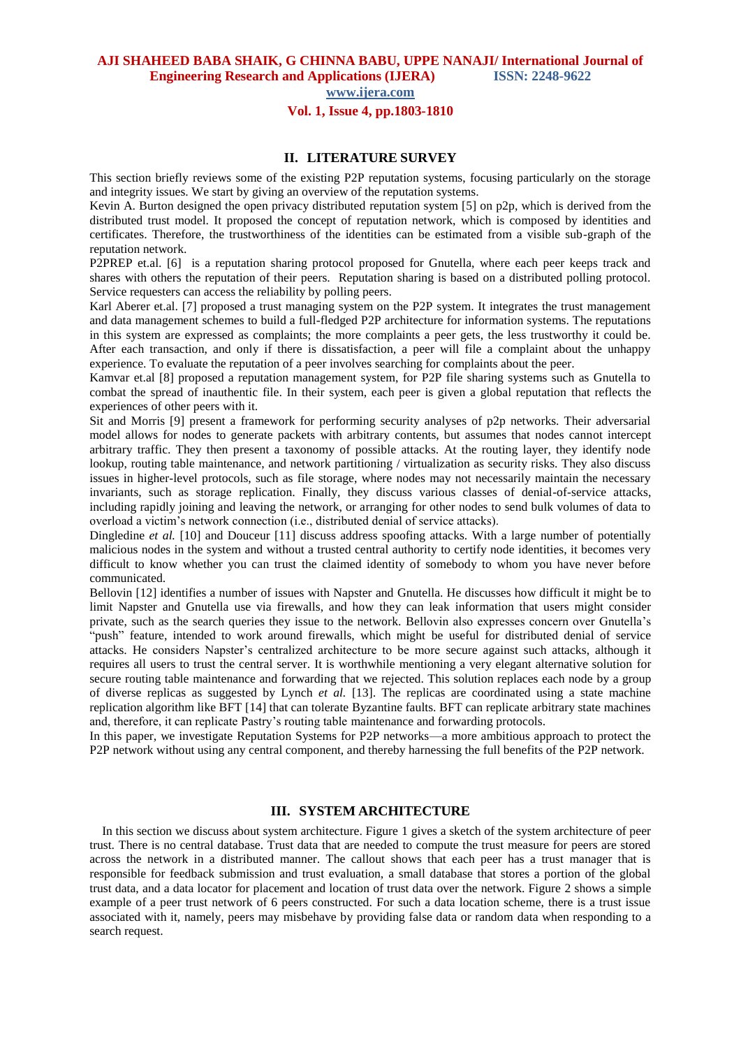## II. LITERATURE SURVEY

This section briefly reviews some of the existing P2P reputation systems, focusing particularly on the storage and integrity issues. We start by giving an overview of the reputation systems.

Kevin A. Burton designed the open privacy distributed reputation system [5] on p2p, which is derived from the distributed trust model. It proposed the concept of reputation network, which is composed by identities and certificates. Therefore, the trustworthiness of the identities can be estimated from a visible sub-graph of the reputation network.

P2PREP et.al. [6] is a reputation sharing protocol proposed for Gnutella, where each peer keeps track and shares with others the reputation of their peers. Reputation sharing is based on a distributed polling protocol. Service requesters can access the reliability by polling peers.

Karl Aberer et.al. [7] proposed a trust managing system on the P2P system. It integrates the trust management and data management schemes to build a full-fledged P2P architecture for information systems. The reputations in this system are expressed as complaints; the more complaints a peer gets, the less trustworthy it could be. After each transaction, and only if there is dissatisfaction, a peer will file a complaint about the unhappy experience. To evaluate the reputation of a peer involves searching for complaints about the peer.

Kamvar et.al [8] proposed a reputation management system, for P2P file sharing systems such as Gnutella to combat the spread of inauthentic file. In their system, each peer is given a global reputation that reflects the experiences of other peers with it.

Sit and Morris [9] present a framework for performing security analyses of p2p networks. Their adversarial model allows for nodes to generate packets with arbitrary contents, but assumes that nodes cannot intercept arbitrary traffic. They then present a taxonomy of possible attacks. At the routing layer, they identify node lookup, routing table maintenance, and network partitioning / virtualization as security risks. They also discuss issues in higher-level protocols, such as file storage, where nodes may not necessarily maintain the necessary invariants, such as storage replication. Finally, they discuss various classes of denial-of-service attacks, including rapidly joining and leaving the network, or arranging for other nodes to send bulk volumes of data to overload a victim's network connection (i.e., distributed denial of service attacks).

Dingledine *et al.* [10] and Douceur [11] discuss address spoofing attacks. With a large number of potentially malicious nodes in the system and without a trusted central authority to certify node identities, it becomes very difficult to know whether you can trust the claimed identity of somebody to whom you have never before communicated.

Bellovin [12] identifies a number of issues with Napster and Gnutella. He discusses how difficult it might be to limit Napster and Gnutella use via firewalls, and how they can leak information that users might consider private, such as the search queries they issue to the network. Bellovin also expresses concern over Gnutella's "push" feature, intended to work around firewalls, which might be useful for distributed denial of service attacks. He considers Napster's centralized architecture to be more secure against such attacks, although it requires all users to trust the central server. It is worthwhile mentioning a very elegant alternative solution for secure routing table maintenance and forwarding that we rejected. This solution replaces each node by a group of diverse replicas as suggested by Lynch *et al.* [13]. The replicas are coordinated using a state machine replication algorithm like BFT [14] that can tolerate Byzantine faults. BFT can replicate arbitrary state machines and, therefore, it can replicate Pastry's routing table maintenance and forwarding protocols.

In this paper, we investigate Reputation Systems for P2P networks—a more ambitious approach to protect the P2P network without using any central component, and thereby harnessing the full benefits of the P2P network.

## III. SYSTEM ARCHITECTURE

In this section we discuss about system architecture. Figure 1 gives a sketch of the system architecture of peer trust. There is no central database. Trust data that are needed to compute the trust measure for peers are stored across the network in a distributed manner. The callout shows that each peer has a trust manager that is responsible for feedback submission and trust evaluation, a small database that stores a portion of the global trust data, and a data locator for placement and location of trust data over the network. Figure 2 shows a simple example of a peer trust network of 6 peers constructed. For such a data location scheme, there is a trust issue associated with it, namely, peers may misbehave by providing false data or random data when responding to a search request.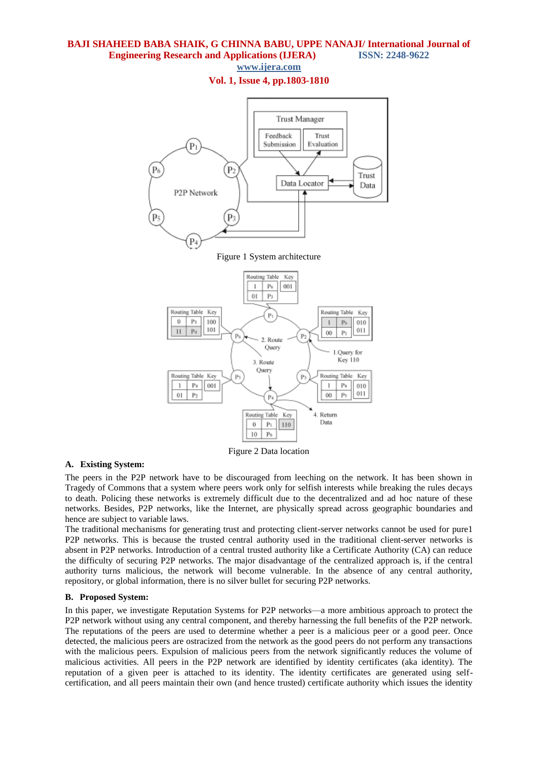Figure 1 System architecture

Figure 2 Data location

### A. Existing System:

The peers in the P2P network have to be discouraged from leeching on the network. It has been shown in Tragedy of Commons that a system where peers work only for selfish interests while breaking the rules decays to death. Policing these networks is extremely difficult due to the decentralized and ad hoc nature of these networks. Besides, P2P networks, like the Internet, are physically spread across geographic boundaries and hence are subject to variable laws.

The traditional mechanisms for generating trust and protecting client-server networks cannot be used for pure1 P2P networks. This is because the trusted central authority used in the traditional client-server networks is absent in P2P networks. Introduction of a central trusted authority like a Certificate Authority (CA) can reduce the difficulty of securing P2P networks. The major disadvantage of the centralized approach is, if the central authority turns malicious, the network will become vulnerable. In the absence of any central authority, repository, or global information, there is no silver bullet for securing P2P networks.

### B. Proposed System:

In this paper, we investigate Reputation Systems for P2P networks—a more ambitious approach to protect the P2P network without using any central component, and thereby harnessing the full benefits of the P2P network. The reputations of the peers are used to determine whether a peer is a malicious peer or a good peer. Once detected, the malicious peers are ostracized from the network as the good peers do not perform any transactions with the malicious peers. Expulsion of malicious peers from the network significantly reduces the volume of malicious activities. All peers in the P2P network are identified by identity certificates (aka identity). The reputation of a given peer is attached to its identity. The identity certificates are generated using self-certification, and all peers maintain their own (and hence trusted) certificate authority which issues the identity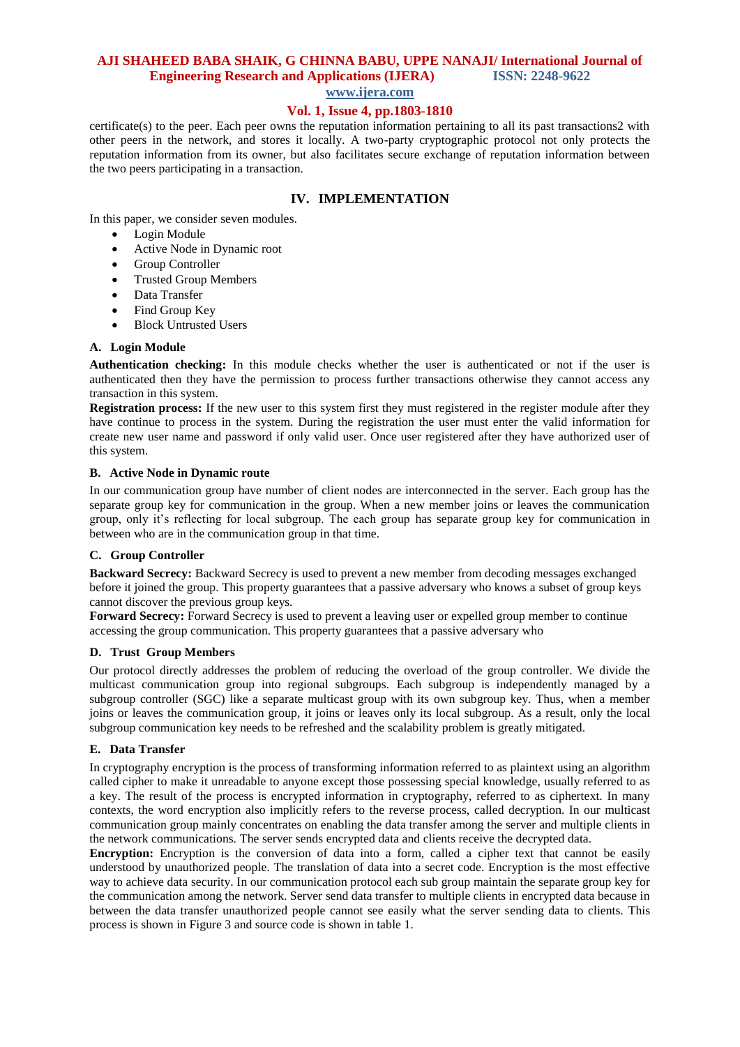certificate(s) to the peer. Each peer owns the reputation information pertaining to all its past transactions2 with other peers in the network, and stores it locally. A two-party cryptographic protocol not only protects the reputation information from its owner, but also facilitates secure exchange of reputation information between the two peers participating in a transaction.

## IV. IMPLEMENTATION

In this paper, we consider seven modules.

- Login Module
- Active Node in Dynamic root
- Group Controller
- Trusted Group Members
- Data Transfer
- Find Group Key
- Block Untrusted Users

### A. Login Module

**Authentication checking:** In this module checks whether the user is authenticated or not if the user is authenticated then they have the permission to process further transactions otherwise they cannot access any transaction in this system.

**Registration process:** If the new user to this system first they must registered in the register module after they have continue to process in the system. During the registration the user must enter the valid information for create new user name and password if only valid user. Once user registered after they have authorized user of this system.

### B. Active Node in Dynamic route

In our communication group have number of client nodes are interconnected in the server. Each group has the separate group key for communication in the group. When a new member joins or leaves the communication group, only it's reflecting for local subgroup. The each group has separate group key for communication in between who are in the communication group in that time.

### C. Group Controller

**Backward Secrecy:** Backward Secrecy is used to prevent a new member from decoding messages exchanged before it joined the group. This property guarantees that a passive adversary who knows a subset of group keys cannot discover the previous group keys.

**Forward Secrecy:** Forward Secrecy is used to prevent a leaving user or expelled group member to continue accessing the group communication. This property guarantees that a passive adversary who

### D. Trust Group Members

Our protocol directly addresses the problem of reducing the overload of the group controller. We divide the multicast communication group into regional subgroups. Each subgroup is independently managed by a subgroup controller (SGC) like a separate multicast group with its own subgroup key. Thus, when a member joins or leaves the communication group, it joins or leaves only its local subgroup. As a result, only the local subgroup communication key needs to be refreshed and the scalability problem is greatly mitigated.

### E. Data Transfer

In cryptography encryption is the process of transforming information referred to as plaintext using an algorithm called cipher to make it unreadable to anyone except those possessing special knowledge, usually referred to as a key. The result of the process is encrypted information in cryptography, referred to as ciphertext. In many contexts, the word encryption also implicitly refers to the reverse process, called decryption. In our multicast communication group mainly concentrates on enabling the data transfer among the server and multiple clients in the network communications. The server sends encrypted data and clients receive the decrypted data.

**Encryption:** Encryption is the conversion of data into a form, called a cipher text that cannot be easily understood by unauthorized people. The translation of data into a secret code. Encryption is the most effective way to achieve data security. In our communication protocol each sub group maintain the separate group key for the communication among the network. Server send data transfer to multiple clients in encrypted data because in between the data transfer unauthorized people cannot see easily what the server sending data to clients. This process is shown in Figure 3 and source code is shown in table 1.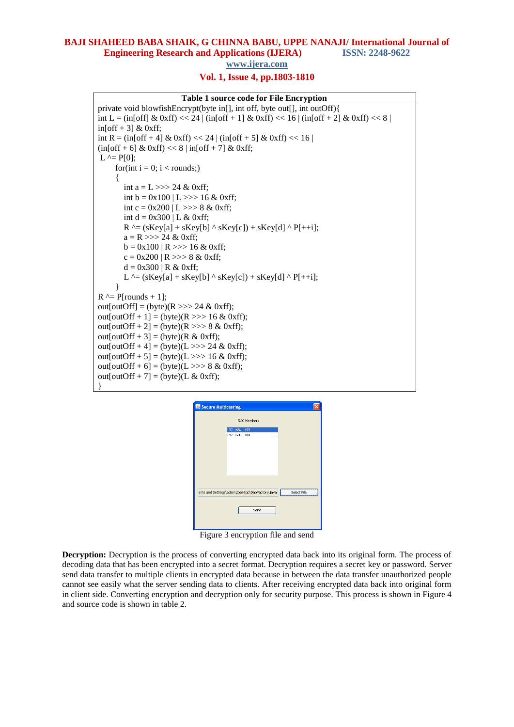**Table 1 source code for File Encryption**

```
private void blowfishEncrypt(byte in[], int off, byte out[], int outOff){
int L = (in[off] & 0xff) << 24 | (in[off + 1] & 0xff) << 16 | (in[off + 2] & 0xff) << 8 |
in[off + 3] & 0xff;
int R = (in[off + 4] & 0xff) << 24 | (in[off + 5] & 0xff) << 16 |
(in[off + 6] & 0xff) << 8 | in[off + 7] & 0xff;
 L ^= P[0];
      for(int i = 0; i < rounds;)
      {
         int a = L >>> 24 & 0xff;
         int b = 0x100 | L >>> 16 & 0xff;
         int c = 0x200 | L >>> 8 & 0xff;
         int d = 0x300 | L & 0xff;
         R ^= (sKey[a] + sKey[b] ^ sKey[c]) + sKey[d] ^ P[++i];
         a = R >>> 24 & 0xff;
         b = 0x100 | R >>> 16 & 0xff;
         c = 0x200 | R >>> 8 & 0xff;
         d = 0x300 | R & 0xff;
         L ^= (sKey[a] + sKey[b] ^ sKey[c]) + sKey[d] ^ P[++i];
      }
R ^= P[rounds + 1];
out[outOff] = (byte)(R >>> 24 & 0xff);
out[outOff + 1] = (byte)(R >>> 16 & 0xff);
out[outOff + 2] = (byte)(R >>> 8 & 0xff);
out[outOff + 3] = (byte)(R & 0xff);
out[outOff + 4] = (byte)(L >>> 24 & 0xff);
out[outOff + 5] = (byte)(L >>> 16 & 0xff);
out[outOff + 6] = (byte)(L >>> 8 & 0xff);
out[outOff + 7] = (byte)(L & 0xff);
}
```

Figure 3 encryption file and send

**Decryption:** Decryption is the process of converting encrypted data back into its original form. The process of decoding data that has been encrypted into a secret format. Decryption requires a secret key or password. Server send data transfer to multiple clients in encrypted data because in between the data transfer unauthorized people cannot see easily what the server sending data to clients. After receiving encrypted data back into original form in client side. Converting encryption and decryption only for security purpose. This process is shown in Figure 4 and source code is shown in table 2.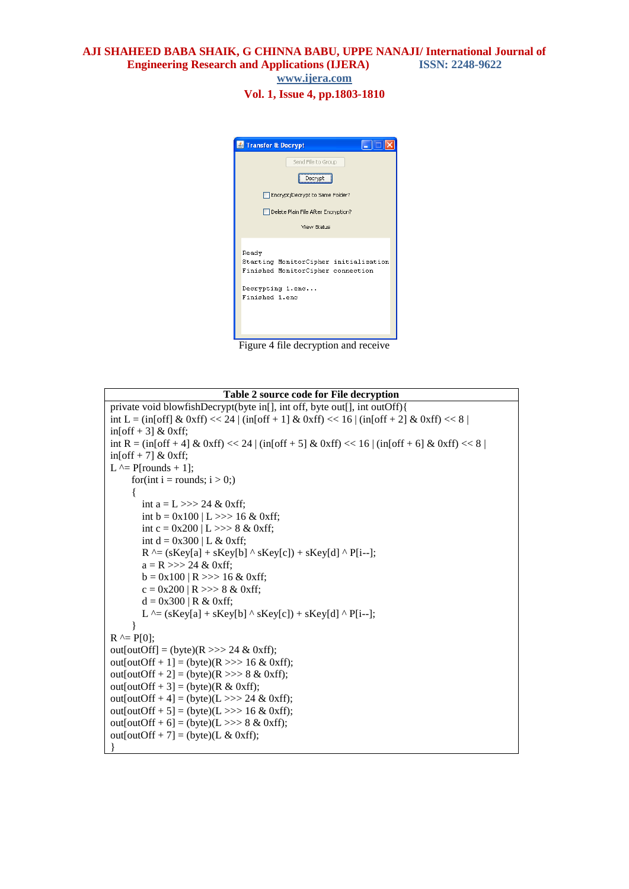Figure 4 file decryption and receive

**Table 2 source code for File decryption**

```
private void blowfishDecrypt(byte in[], int off, byte out[], int outOff){
int L = (in[off] & 0xff) << 24 | (in[off + 1] & 0xff) << 16 | (in[off + 2] & 0xff) << 8 |
in[off + 3] & 0xff;
int R = (in[off + 4] & 0xff) << 24 | (in[off + 5] & 0xff) << 16 | (in[off + 6] & 0xff) << 8 |
in[off + 7] & 0xff;
L ^= P[rounds + 1];
      for(int i = rounds; i > 0;)
      {
         int a = L >>> 24 & 0xff;
         int b = 0x100 | L >>> 16 & 0xff;
         int c = 0x200 | L >>> 8 & 0xff;
         int d = 0x300 | L & 0xff;
         R ^= (sKey[a] + sKey[b] ^ sKey[c]) + sKey[d] ^ P[i--];
         a = R >>> 24 & 0xff;
         b = 0x100 | R >>> 16 & 0xff;
         c = 0x200 | R >>> 8 & 0xff;
         d = 0x300 | R & 0xff;
         L ^= (sKey[a] + sKey[b] ^ sKey[c]) + sKey[d] ^ P[i--];
      }
R ^= P[0];
out[outOff] = (byte)(R >>> 24 & 0xff);
out[outOff + 1] = (byte)(R >>> 16 & 0xff);
out[outOff + 2] = (byte)(R >>> 8 & 0xff);
out[outOff + 3] = (byte)(R & 0xff);
out[outOff + 4] = (byte)(L >>> 24 & 0xff);
out[outOff + 5] = (byte)(L >>> 16 & 0xff);
out[outOff + 6] = (byte)(L >>> 8 & 0xff);
out[outOff + 7] = (byte)(L & 0xff);
}
```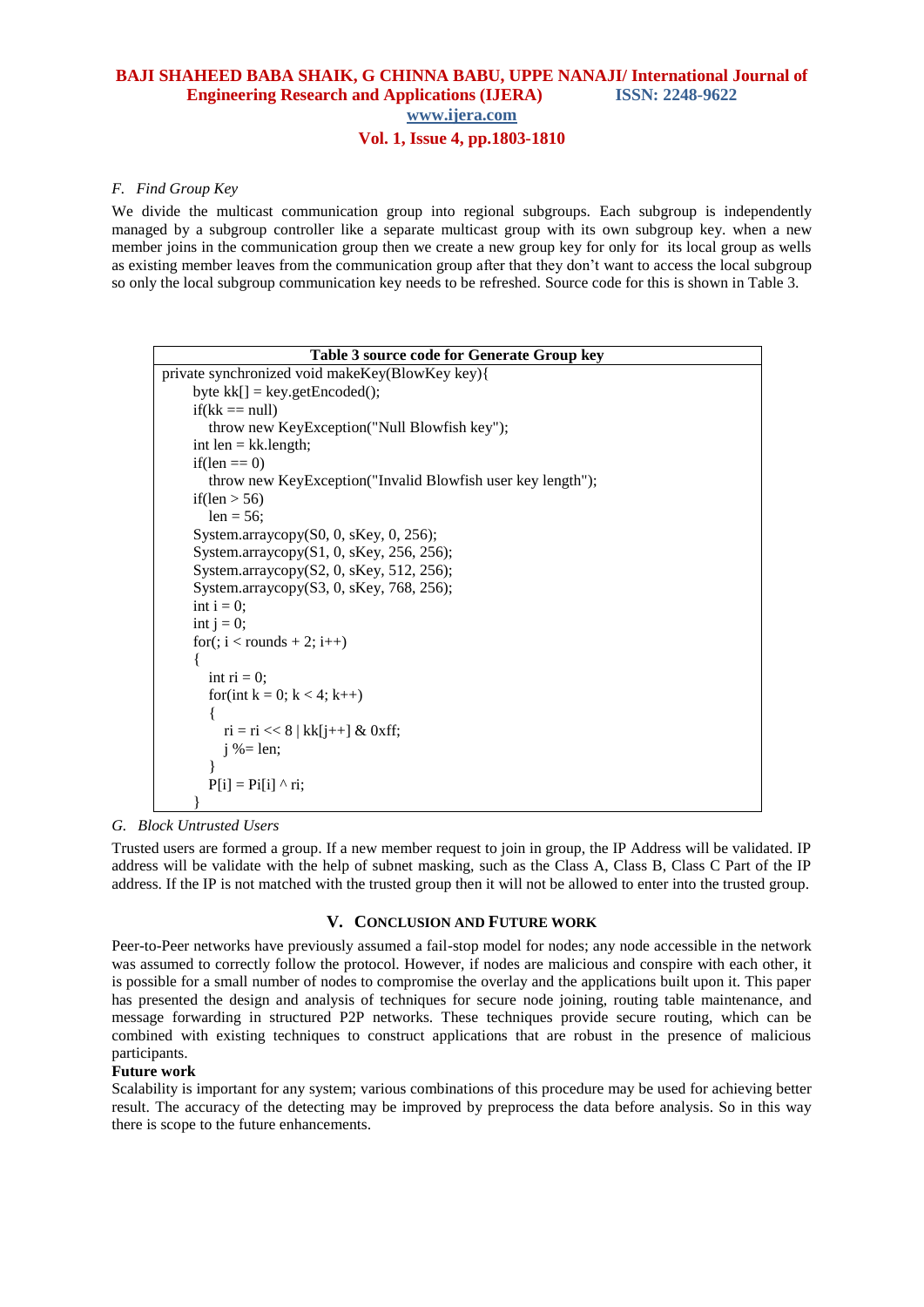*F. Find Group Key*

We divide the multicast communication group into regional subgroups. Each subgroup is independently managed by a subgroup controller like a separate multicast group with its own subgroup key. when a new member joins in the communication group then we create a new group key for only for its local group as wells as existing member leaves from the communication group after that they don't want to access the local subgroup so only the local subgroup communication key needs to be refreshed. Source code for this is shown in Table 3.

**Table 3 source code for Generate Group key**

```
private synchronized void makeKey(BlowKey key){
    byte kk[] = key.getEncoded();
    if(kk == null)
      throw new KeyException("Null Blowfish key");
    int len = kk.length;
    if(len == 0)
      throw new KeyException("Invalid Blowfish user key length");
    if(len > 56)
      len = 56;
    System.arraycopy(S0, 0, sKey, 0, 256);
    System.arraycopy(S1, 0, sKey, 256, 256);
    System.arraycopy(S2, 0, sKey, 512, 256);
    System.arraycopy(S3, 0, sKey, 768, 256);
    int i = 0;
    int j = 0;
    for(; i < rounds + 2; i++)
    {
      int ri = 0;
      for(int k = 0; k < 4; k++)
      {
        ri = ri << 8 | kk[j++] & 0xff;
        j %= len;
      }
      P[i] = Pi[i] ^ ri;
    }
```

*G. Block Untrusted Users*

Trusted users are formed a group. If a new member request to join in group, the IP Address will be validated. IP address will be validate with the help of subnet masking, such as the Class A, Class B, Class C Part of the IP address. If the IP is not matched with the trusted group then it will not be allowed to enter into the trusted group.

## V. Conclusion and Future Work

Peer-to-Peer networks have previously assumed a fail-stop model for nodes; any node accessible in the network was assumed to correctly follow the protocol. However, if nodes are malicious and conspire with each other, it is possible for a small number of nodes to compromise the overlay and the applications built upon it. This paper has presented the design and analysis of techniques for secure node joining, routing table maintenance, and message forwarding in structured P2P networks. These techniques provide secure routing, which can be combined with existing techniques to construct applications that are robust in the presence of malicious participants.

**Future work**

Scalability is important for any system; various combinations of this procedure may be used for achieving better result. The accuracy of the detecting may be improved by preprocess the data before analysis. So in this way there is scope to the future enhancements.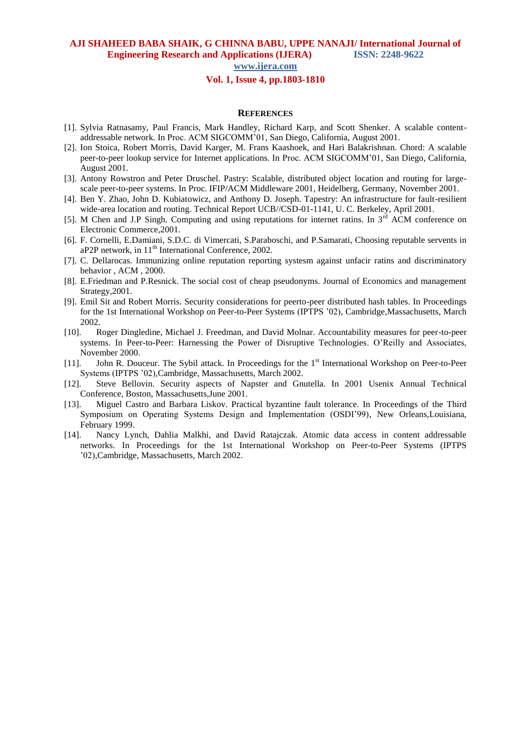## REFERENCES

[1]. Sylvia Ratnasamy, Paul Francis, Mark Handley, Richard Karp, and Scott Shenker. A scalable content-addressable network. In Proc. ACM SIGCOMM'01, San Diego, California, August 2001.

[2]. Ion Stoica, Robert Morris, David Karger, M. Frans Kaashoek, and Hari Balakrishnan. Chord: A scalable peer-to-peer lookup service for Internet applications. In Proc. ACM SIGCOMM'01, San Diego, California, August 2001.

[3]. Antony Rowstron and Peter Druschel. Pastry: Scalable, distributed object location and routing for large-scale peer-to-peer systems. In Proc. IFIP/ACM Middleware 2001, Heidelberg, Germany, November 2001.

[4]. Ben Y. Zhao, John D. Kubiatowicz, and Anthony D. Joseph. Tapestry: An infrastructure for fault-resilient wide-area location and routing. Technical Report UCB//CSD-01-1141, U. C. Berkeley, April 2001.

[5]. M Chen and J.P Singh. Computing and using reputations for internet ratins. In 3rd ACM conference on Electronic Commerce,2001.

[6]. F. Cornelli, E.Damiani, S.D.C. di Vimercati, S.Paraboschi, and P.Samarati, Choosing reputable servents in aP2P network, in 11th International Conference, 2002.

[7]. C. Dellarocas. Immunizing online reputation reporting systesm against unfacir ratins and discriminatory behavior , ACM , 2000.

[8]. E.Friedman and P.Resnick. The social cost of cheap pseudonyms. Journal of Economics and management Strategy,2001.

[9]. Emil Sit and Robert Morris. Security considerations for peerto-peer distributed hash tables. In Proceedings for the 1st International Workshop on Peer-to-Peer Systems (IPTPS '02), Cambridge,Massachusetts, March 2002.

[10]. Roger Dingledine, Michael J. Freedman, and David Molnar. Accountability measures for peer-to-peer systems. In Peer-to-Peer: Harnessing the Power of Disruptive Technologies. O'Reilly and Associates, November 2000.

[11]. John R. Douceur. The Sybil attack. In Proceedings for the 1st International Workshop on Peer-to-Peer Systems (IPTPS '02),Cambridge, Massachusetts, March 2002.

[12]. Steve Bellovin. Security aspects of Napster and Gnutella. In 2001 Usenix Annual Technical Conference, Boston, Massachusetts,June 2001.

[13]. Miguel Castro and Barbara Liskov. Practical byzantine fault tolerance. In Proceedings of the Third Symposium on Operating Systems Design and Implementation (OSDI'99), New Orleans,Louisiana, February 1999.

[14]. Nancy Lynch, Dahlia Malkhi, and David Ratajczak. Atomic data access in content addressable networks. In Proceedings for the 1st International Workshop on Peer-to-Peer Systems (IPTPS '02),Cambridge, Massachusetts, March 2002.